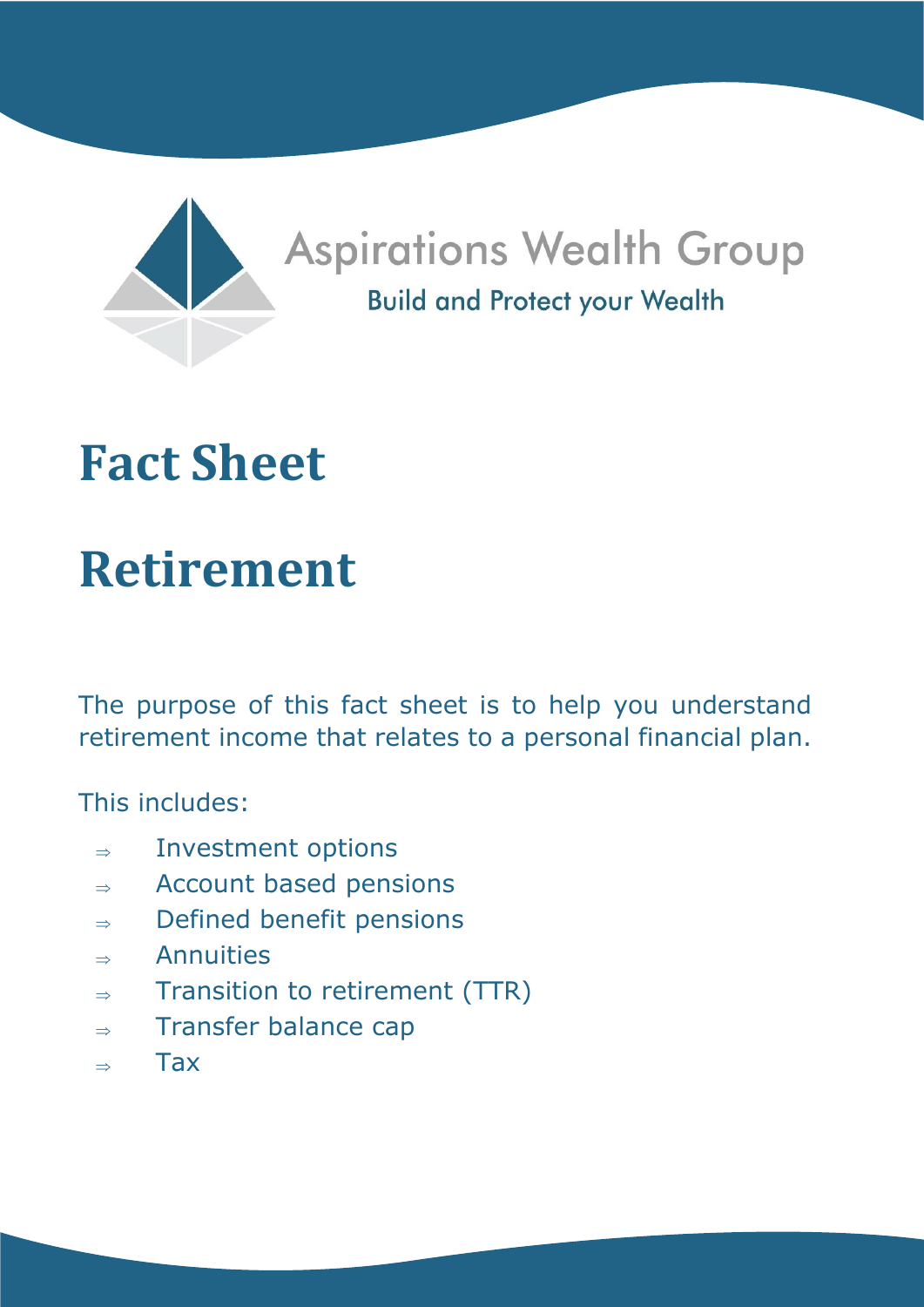Aspirations Wealth Group

Build and Protect your Wealth

# Fact Sheet

# Retirement

The purpose of this fact sheet is to help you understand retirement income that relates to a personal financial plan.

This includes:

- ⇒ Investment options
- ⇒ Account based pensions
- ⇒ Defined benefit pensions
- ⇒ Annuities
- ⇒ Transition to retirement (TTR)
- ⇒ Transfer balance cap
- ⇒ Tax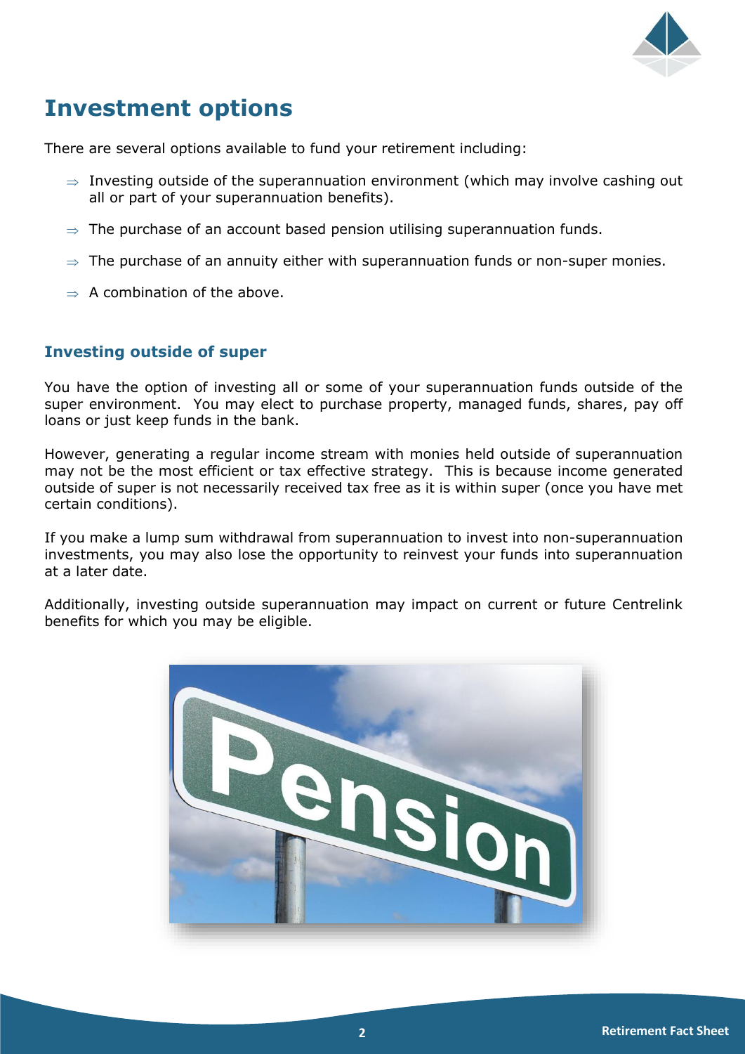# Investment options

There are several options available to fund your retirement including:

- ⇒ Investing outside of the superannuation environment (which may involve cashing out all or part of your superannuation benefits).
- ⇒ The purchase of an account based pension utilising superannuation funds.
- ⇒ The purchase of an annuity either with superannuation funds or non-super monies.
- ⇒ A combination of the above.

## Investing outside of super

You have the option of investing all or some of your superannuation funds outside of the super environment. You may elect to purchase property, managed funds, shares, pay off loans or just keep funds in the bank.

However, generating a regular income stream with monies held outside of superannuation may not be the most efficient or tax effective strategy. This is because income generated outside of super is not necessarily received tax free as it is within super (once you have met certain conditions).

If you make a lump sum withdrawal from superannuation to invest into non-superannuation investments, you may also lose the opportunity to reinvest your funds into superannuation at a later date.

Additionally, investing outside superannuation may impact on current or future Centrelink benefits for which you may be eligible.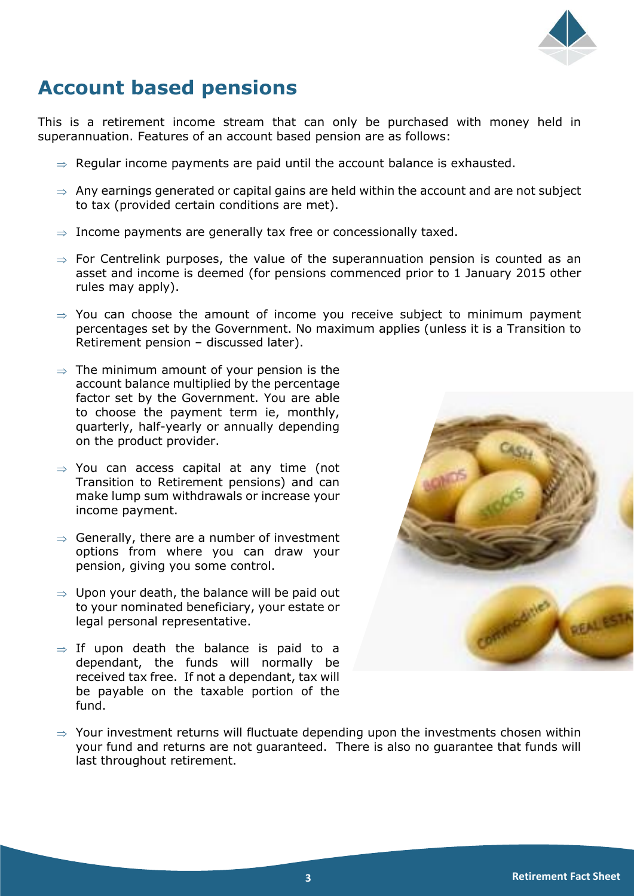# Account based pensions

This is a retirement income stream that can only be purchased with money held in superannuation. Features of an account based pension are as follows:

- Regular income payments are paid until the account balance is exhausted.
- Any earnings generated or capital gains are held within the account and are not subject to tax (provided certain conditions are met).
- Income payments are generally tax free or concessionally taxed.
- For Centrelink purposes, the value of the superannuation pension is counted as an asset and income is deemed (for pensions commenced prior to 1 January 2015 other rules may apply).
- You can choose the amount of income you receive subject to minimum payment percentages set by the Government. No maximum applies (unless it is a Transition to Retirement pension – discussed later).
- The minimum amount of your pension is the account balance multiplied by the percentage factor set by the Government. You are able to choose the payment term ie, monthly, quarterly, half-yearly or annually depending on the product provider.
- You can access capital at any time (not Transition to Retirement pensions) and can make lump sum withdrawals or increase your income payment.
- Generally, there are a number of investment options from where you can draw your pension, giving you some control.
- Upon your death, the balance will be paid out to your nominated beneficiary, your estate or legal personal representative.
- If upon death the balance is paid to a dependant, the funds will normally be received tax free. If not a dependant, tax will be payable on the taxable portion of the fund.
- Your investment returns will fluctuate depending upon the investments chosen within your fund and returns are not guaranteed. There is also no guarantee that funds will last throughout retirement.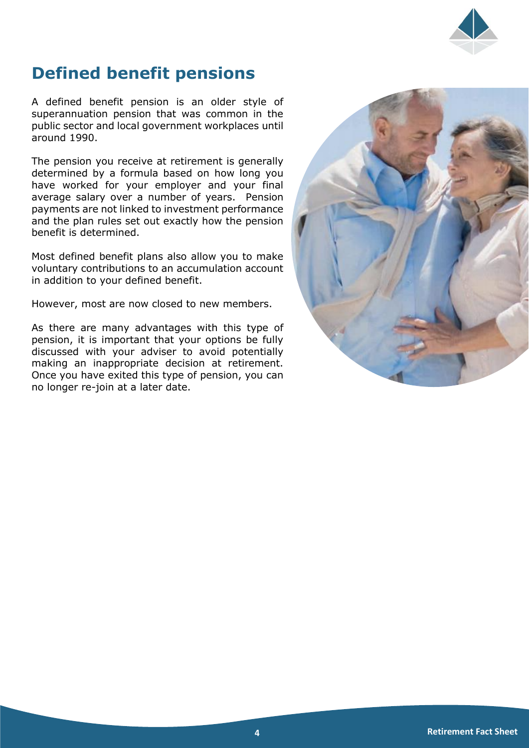# Defined benefit pensions

A defined benefit pension is an older style of superannuation pension that was common in the public sector and local government workplaces until around 1990.

The pension you receive at retirement is generally determined by a formula based on how long you have worked for your employer and your final average salary over a number of years. Pension payments are not linked to investment performance and the plan rules set out exactly how the pension benefit is determined.

Most defined benefit plans also allow you to make voluntary contributions to an accumulation account in addition to your defined benefit.

However, most are now closed to new members.

As there are many advantages with this type of pension, it is important that your options be fully discussed with your adviser to avoid potentially making an inappropriate decision at retirement. Once you have exited this type of pension, you can no longer re-join at a later date.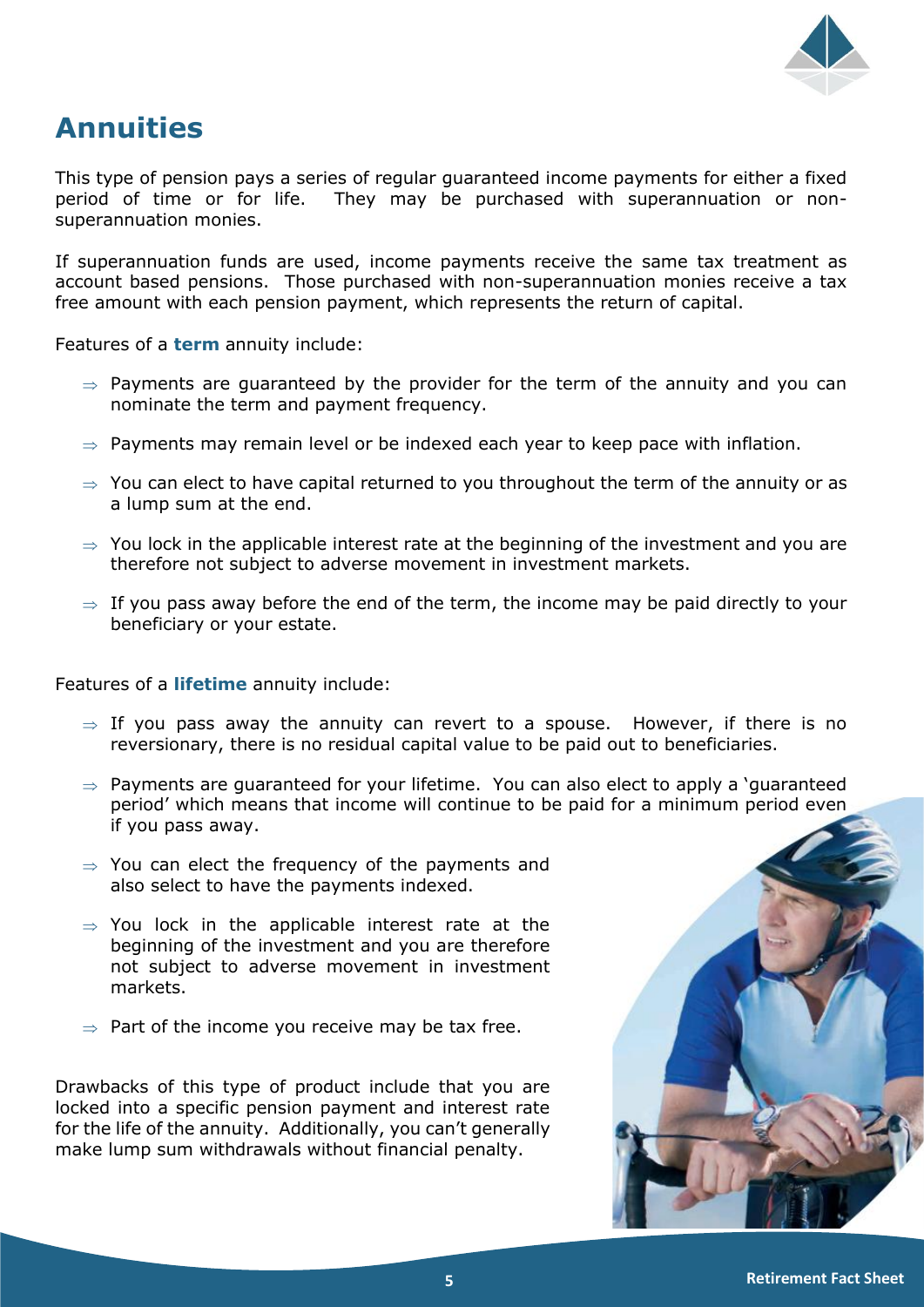# Annuities

This type of pension pays a series of regular guaranteed income payments for either a fixed period of time or for life. They may be purchased with superannuation or non-superannuation monies.

If superannuation funds are used, income payments receive the same tax treatment as account based pensions. Those purchased with non-superannuation monies receive a tax free amount with each pension payment, which represents the return of capital.

Features of a **term** annuity include:

- ⇒ Payments are guaranteed by the provider for the term of the annuity and you can nominate the term and payment frequency.
- ⇒ Payments may remain level or be indexed each year to keep pace with inflation.
- ⇒ You can elect to have capital returned to you throughout the term of the annuity or as a lump sum at the end.
- ⇒ You lock in the applicable interest rate at the beginning of the investment and you are therefore not subject to adverse movement in investment markets.
- ⇒ If you pass away before the end of the term, the income may be paid directly to your beneficiary or your estate.

Features of a **lifetime** annuity include:

- ⇒ If you pass away the annuity can revert to a spouse. However, if there is no reversionary, there is no residual capital value to be paid out to beneficiaries.
- ⇒ Payments are guaranteed for your lifetime. You can also elect to apply a 'guaranteed period' which means that income will continue to be paid for a minimum period even if you pass away.
- ⇒ You can elect the frequency of the payments and also select to have the payments indexed.
- ⇒ You lock in the applicable interest rate at the beginning of the investment and you are therefore not subject to adverse movement in investment markets.
- ⇒ Part of the income you receive may be tax free.

Drawbacks of this type of product include that you are locked into a specific pension payment and interest rate for the life of the annuity. Additionally, you can't generally make lump sum withdrawals without financial penalty.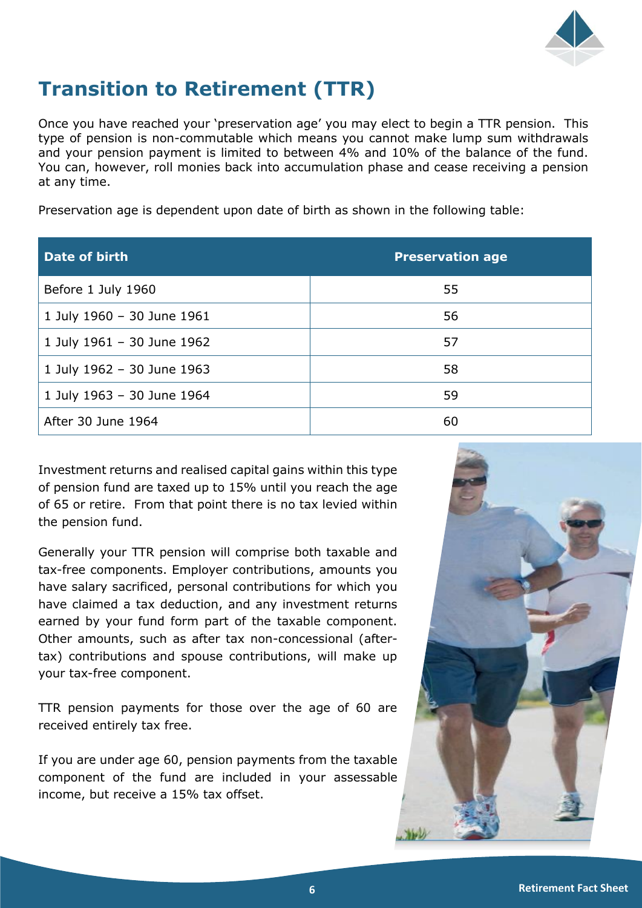# Transition to Retirement (TTR)

Once you have reached your 'preservation age' you may elect to begin a TTR pension. This type of pension is non-commutable which means you cannot make lump sum withdrawals and your pension payment is limited to between 4% and 10% of the balance of the fund. You can, however, roll monies back into accumulation phase and cease receiving a pension at any time.

Preservation age is dependent upon date of birth as shown in the following table:

| Date of birth | Preservation age |
| --- | --- |
| Before 1 July 1960 | 55 |
| 1 July 1960 – 30 June 1961 | 56 |
| 1 July 1961 – 30 June 1962 | 57 |
| 1 July 1962 – 30 June 1963 | 58 |
| 1 July 1963 – 30 June 1964 | 59 |
| After 30 June 1964 | 60 |

Investment returns and realised capital gains within this type of pension fund are taxed up to 15% until you reach the age of 65 or retire. From that point there is no tax levied within the pension fund.

Generally your TTR pension will comprise both taxable and tax-free components. Employer contributions, amounts you have salary sacrificed, personal contributions for which you have claimed a tax deduction, and any investment returns earned by your fund form part of the taxable component. Other amounts, such as after tax non-concessional (after-tax) contributions and spouse contributions, will make up your tax-free component.

TTR pension payments for those over the age of 60 are received entirely tax free.

If you are under age 60, pension payments from the taxable component of the fund are included in your assessable income, but receive a 15% tax offset.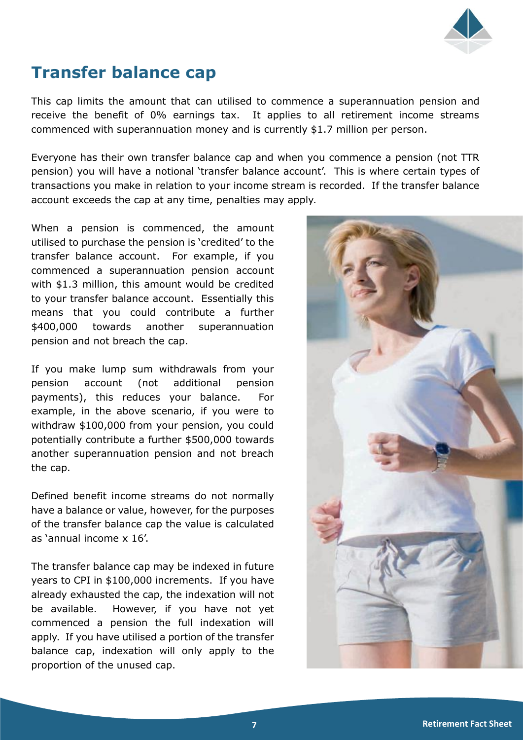# Transfer balance cap

This cap limits the amount that can utilised to commence a superannuation pension and receive the benefit of 0% earnings tax. It applies to all retirement income streams commenced with superannuation money and is currently $1.7 million per person.

Everyone has their own transfer balance cap and when you commence a pension (not TTR pension) you will have a notional 'transfer balance account'. This is where certain types of transactions you make in relation to your income stream is recorded. If the transfer balance account exceeds the cap at any time, penalties may apply.

When a pension is commenced, the amount utilised to purchase the pension is 'credited' to the transfer balance account. For example, if you commenced a superannuation pension account with $1.3 million, this amount would be credited to your transfer balance account. Essentially this means that you could contribute a further $400,000 towards another superannuation pension and not breach the cap.

If you make lump sum withdrawals from your pension account (not additional pension payments), this reduces your balance. For example, in the above scenario, if you were to withdraw $100,000 from your pension, you could potentially contribute a further $500,000 towards another superannuation pension and not breach the cap.

Defined benefit income streams do not normally have a balance or value, however, for the purposes of the transfer balance cap the value is calculated as 'annual income x 16'.

The transfer balance cap may be indexed in future years to CPI in $100,000 increments. If you have already exhausted the cap, the indexation will not be available. However, if you have not yet commenced a pension the full indexation will apply. If you have utilised a portion of the transfer balance cap, indexation will only apply to the proportion of the unused cap.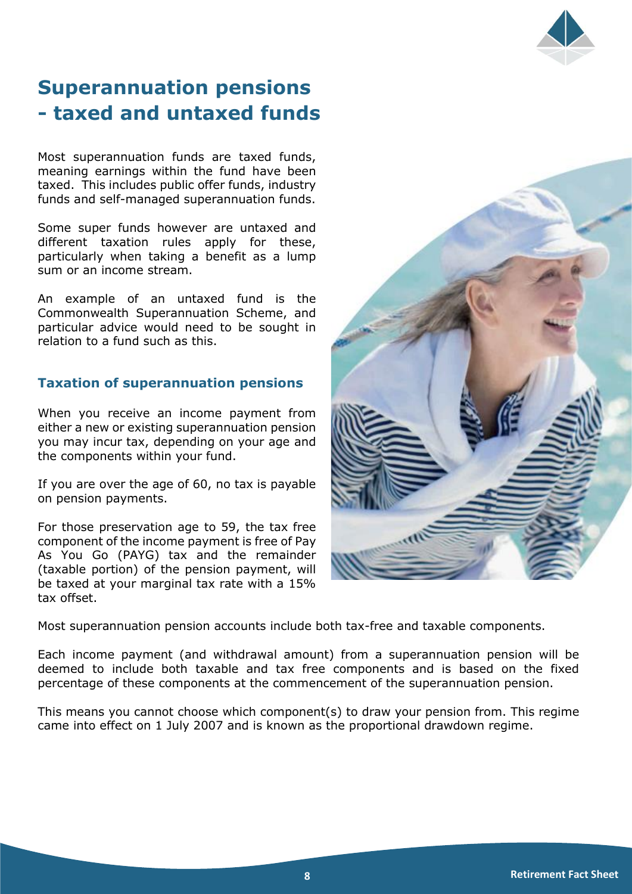# Superannuation pensions - taxed and untaxed funds

Most superannuation funds are taxed funds, meaning earnings within the fund have been taxed. This includes public offer funds, industry funds and self-managed superannuation funds.

Some super funds however are untaxed and different taxation rules apply for these, particularly when taking a benefit as a lump sum or an income stream.

An example of an untaxed fund is the Commonwealth Superannuation Scheme, and particular advice would need to be sought in relation to a fund such as this.

## Taxation of superannuation pensions

When you receive an income payment from either a new or existing superannuation pension you may incur tax, depending on your age and the components within your fund.

If you are over the age of 60, no tax is payable on pension payments.

For those preservation age to 59, the tax free component of the income payment is free of Pay As You Go (PAYG) tax and the remainder (taxable portion) of the pension payment, will be taxed at your marginal tax rate with a 15% tax offset.

Most superannuation pension accounts include both tax-free and taxable components.

Each income payment (and withdrawal amount) from a superannuation pension will be deemed to include both taxable and tax free components and is based on the fixed percentage of these components at the commencement of the superannuation pension.

This means you cannot choose which component(s) to draw your pension from. This regime came into effect on 1 July 2007 and is known as the proportional drawdown regime.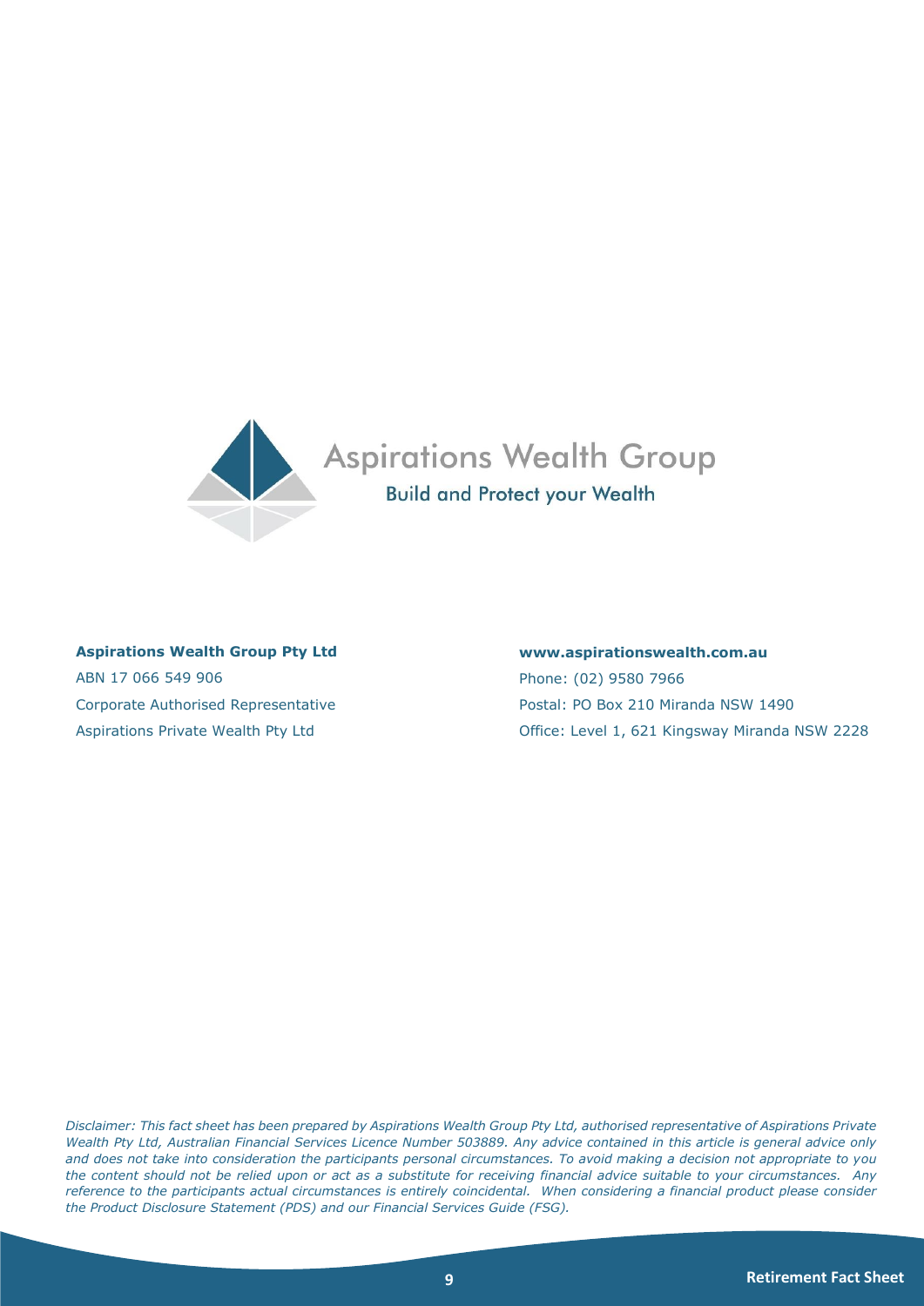Aspirations Wealth Group

Build and Protect your Wealth

**Aspirations Wealth Group Pty Ltd**

ABN 17 066 549 906

Corporate Authorised Representative

Aspirations Private Wealth Pty Ltd

**www.aspirationswealth.com.au**

Phone: (02) 9580 7966

Postal: PO Box 210 Miranda NSW 1490

Office: Level 1, 621 Kingsway Miranda NSW 2228

*Disclaimer: This fact sheet has been prepared by Aspirations Wealth Group Pty Ltd, authorised representative of Aspirations Private Wealth Pty Ltd, Australian Financial Services Licence Number 503889. Any advice contained in this article is general advice only and does not take into consideration the participants personal circumstances. To avoid making a decision not appropriate to you the content should not be relied upon or act as a substitute for receiving financial advice suitable to your circumstances. Any reference to the participants actual circumstances is entirely coincidental. When considering a financial product please consider the Product Disclosure Statement (PDS) and our Financial Services Guide (FSG).*